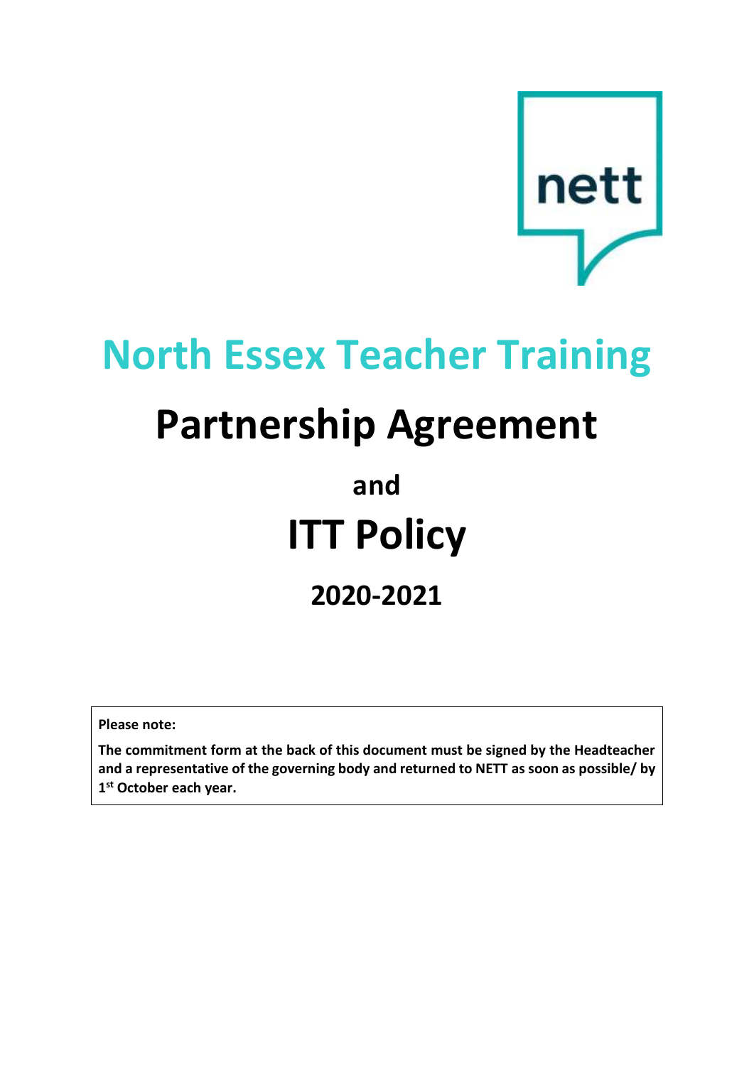nett

# North Essex Teacher Training

# Partnership Agreement

## and

# ITT Policy

## 2020-2021

**Please note:**

**The commitment form at the back of this document must be signed by the Headteacher and a representative of the governing body and returned to NETT as soon as possible/ by 1st October each year.**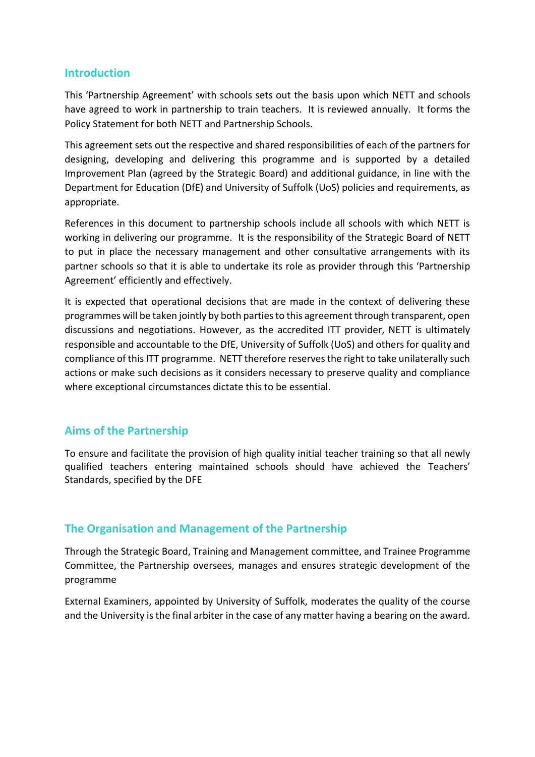## Introduction

This 'Partnership Agreement' with schools sets out the basis upon which NETT and schools have agreed to work in partnership to train teachers. It is reviewed annually. It forms the Policy Statement for both NETT and Partnership Schools.

This agreement sets out the respective and shared responsibilities of each of the partners for designing, developing and delivering this programme and is supported by a detailed Improvement Plan (agreed by the Strategic Board) and additional guidance, in line with the Department for Education (DfE) and University of Suffolk (UoS) policies and requirements, as appropriate.

References in this document to partnership schools include all schools with which NETT is working in delivering our programme. It is the responsibility of the Strategic Board of NETT to put in place the necessary management and other consultative arrangements with its partner schools so that it is able to undertake its role as provider through this 'Partnership Agreement' efficiently and effectively.

It is expected that operational decisions that are made in the context of delivering these programmes will be taken jointly by both parties to this agreement through transparent, open discussions and negotiations. However, as the accredited ITT provider, NETT is ultimately responsible and accountable to the DfE, University of Suffolk (UoS) and others for quality and compliance of this ITT programme. NETT therefore reserves the right to take unilaterally such actions or make such decisions as it considers necessary to preserve quality and compliance where exceptional circumstances dictate this to be essential.

## Aims of the Partnership

To ensure and facilitate the provision of high quality initial teacher training so that all newly qualified teachers entering maintained schools should have achieved the Teachers' Standards, specified by the DFE

## The Organisation and Management of the Partnership

Through the Strategic Board, Training and Management committee, and Trainee Programme Committee, the Partnership oversees, manages and ensures strategic development of the programme

External Examiners, appointed by University of Suffolk, moderates the quality of the course and the University is the final arbiter in the case of any matter having a bearing on the award.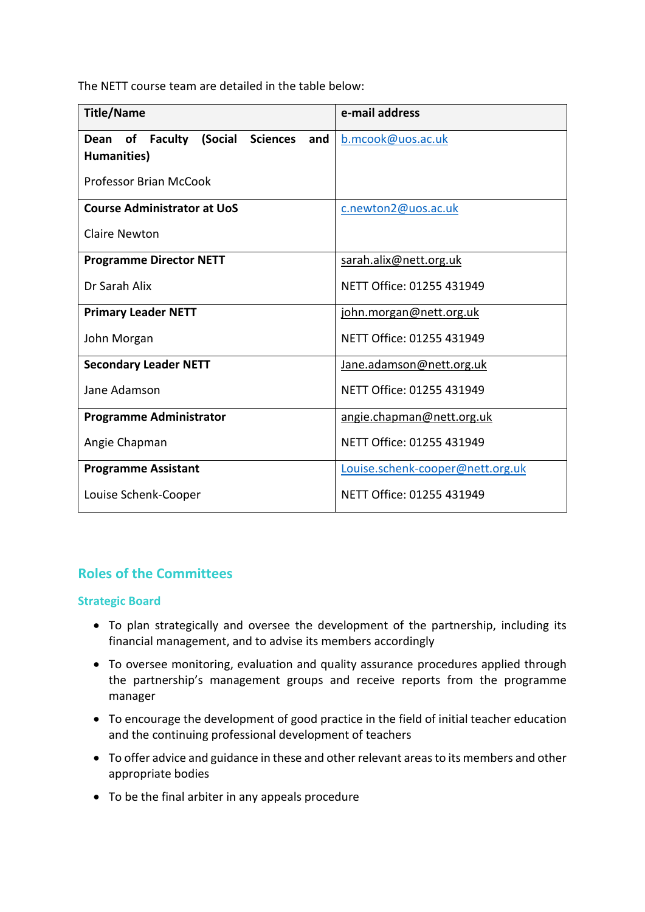The NETT course team are detailed in the table below:

| Title/Name | e-mail address |
| --- | --- |
| **Dean of Faculty (Social Sciences and Humanities)**<br><br>Professor Brian McCook | b.mcook@uos.ac.uk |
| **Course Administrator at UoS**<br><br>Claire Newton | c.newton2@uos.ac.uk |
| **Programme Director NETT**<br><br>Dr Sarah Alix | sarah.alix@nett.org.uk<br><br>NETT Office: 01255 431949 |
| **Primary Leader NETT**<br><br>John Morgan | john.morgan@nett.org.uk<br><br>NETT Office: 01255 431949 |
| **Secondary Leader NETT**<br><br>Jane Adamson | Jane.adamson@nett.org.uk<br><br>NETT Office: 01255 431949 |
| **Programme Administrator**<br><br>Angie Chapman | angie.chapman@nett.org.uk<br><br>NETT Office: 01255 431949 |
| **Programme Assistant**<br><br>Louise Schenk-Cooper | Louise.schenk-cooper@nett.org.uk<br><br>NETT Office: 01255 431949 |

## Roles of the Committees

### Strategic Board

- To plan strategically and oversee the development of the partnership, including its financial management, and to advise its members accordingly
- To oversee monitoring, evaluation and quality assurance procedures applied through the partnership's management groups and receive reports from the programme manager
- To encourage the development of good practice in the field of initial teacher education and the continuing professional development of teachers
- To offer advice and guidance in these and other relevant areas to its members and other appropriate bodies
- To be the final arbiter in any appeals procedure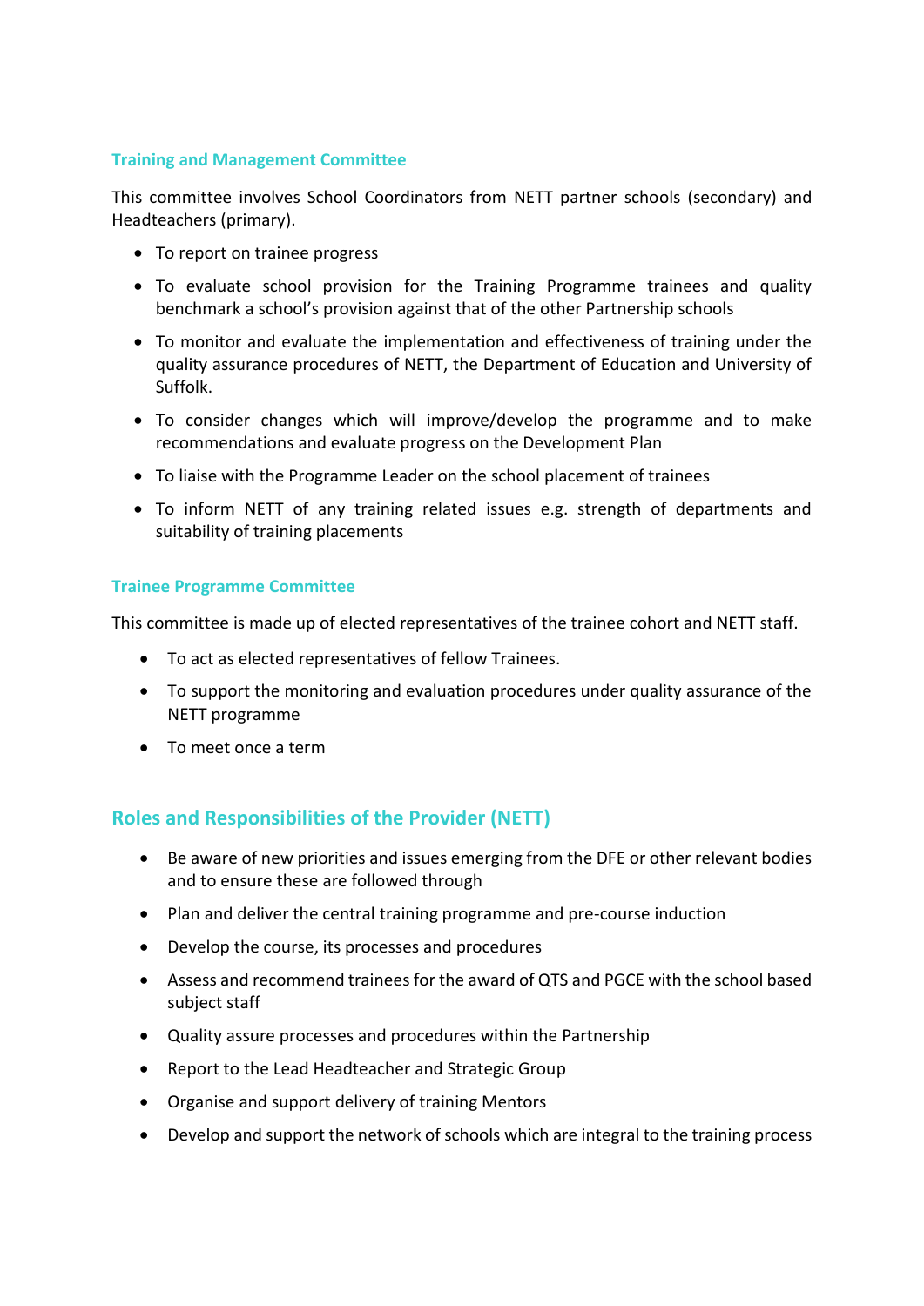### Training and Management Committee

This committee involves School Coordinators from NETT partner schools (secondary) and Headteachers (primary).

- To report on trainee progress
- To evaluate school provision for the Training Programme trainees and quality benchmark a school's provision against that of the other Partnership schools
- To monitor and evaluate the implementation and effectiveness of training under the quality assurance procedures of NETT, the Department of Education and University of Suffolk.
- To consider changes which will improve/develop the programme and to make recommendations and evaluate progress on the Development Plan
- To liaise with the Programme Leader on the school placement of trainees
- To inform NETT of any training related issues e.g. strength of departments and suitability of training placements

### Trainee Programme Committee

This committee is made up of elected representatives of the trainee cohort and NETT staff.

- To act as elected representatives of fellow Trainees.
- To support the monitoring and evaluation procedures under quality assurance of the NETT programme
- To meet once a term

## Roles and Responsibilities of the Provider (NETT)

- Be aware of new priorities and issues emerging from the DFE or other relevant bodies and to ensure these are followed through
- Plan and deliver the central training programme and pre-course induction
- Develop the course, its processes and procedures
- Assess and recommend trainees for the award of QTS and PGCE with the school based subject staff
- Quality assure processes and procedures within the Partnership
- Report to the Lead Headteacher and Strategic Group
- Organise and support delivery of training Mentors
- Develop and support the network of schools which are integral to the training process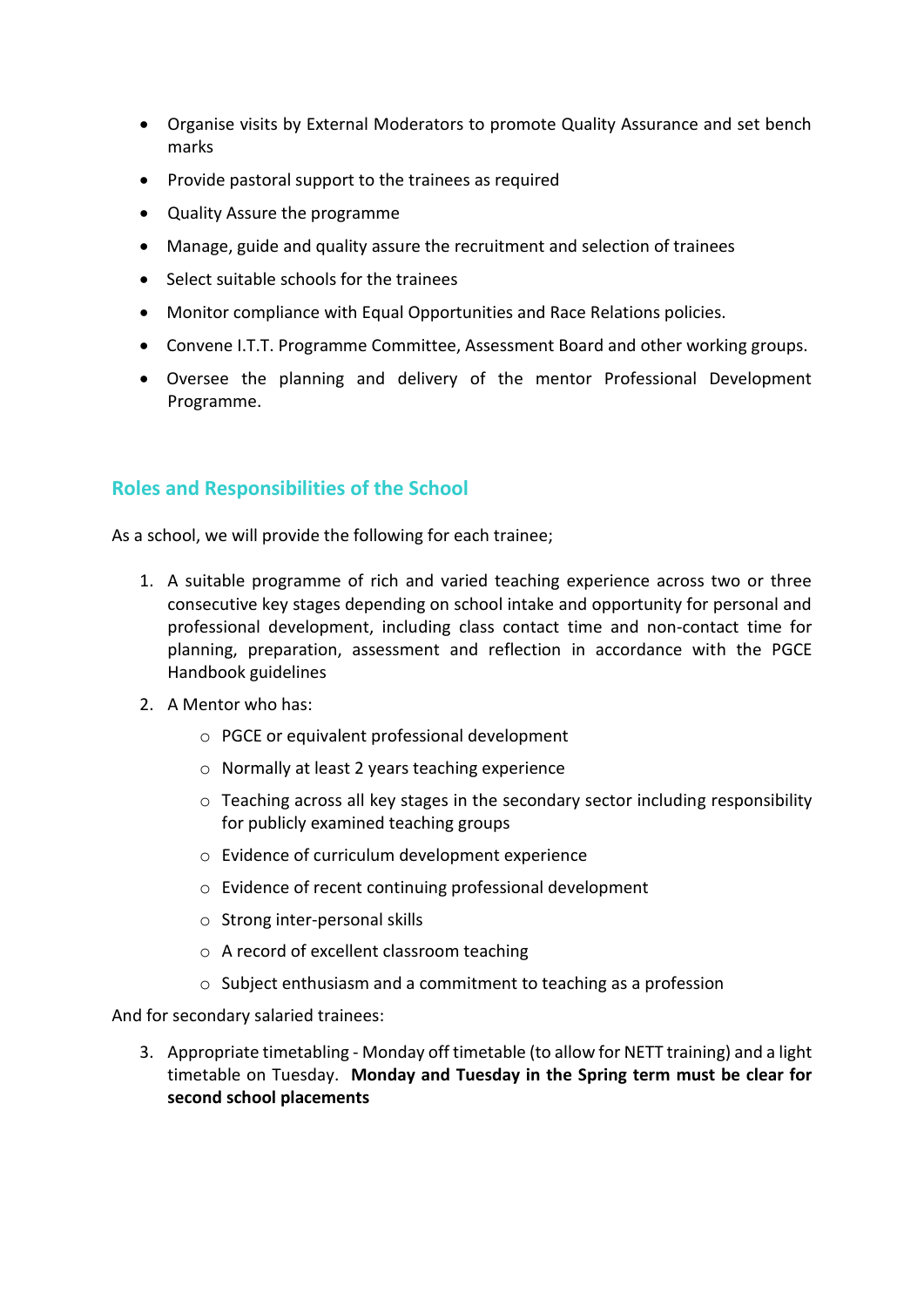- Organise visits by External Moderators to promote Quality Assurance and set bench marks
- Provide pastoral support to the trainees as required
- Quality Assure the programme
- Manage, guide and quality assure the recruitment and selection of trainees
- Select suitable schools for the trainees
- Monitor compliance with Equal Opportunities and Race Relations policies.
- Convene I.T.T. Programme Committee, Assessment Board and other working groups.
- Oversee the planning and delivery of the mentor Professional Development Programme.

## Roles and Responsibilities of the School

As a school, we will provide the following for each trainee;

1. A suitable programme of rich and varied teaching experience across two or three consecutive key stages depending on school intake and opportunity for personal and professional development, including class contact time and non-contact time for planning, preparation, assessment and reflection in accordance with the PGCE Handbook guidelines
2. A Mentor who has:
    - PGCE or equivalent professional development
    - Normally at least 2 years teaching experience
    - Teaching across all key stages in the secondary sector including responsibility for publicly examined teaching groups
    - Evidence of curriculum development experience
    - Evidence of recent continuing professional development
    - Strong inter-personal skills
    - A record of excellent classroom teaching
    - Subject enthusiasm and a commitment to teaching as a profession

And for secondary salaried trainees:

3. Appropriate timetabling - Monday off timetable (to allow for NETT training) and a light timetable on Tuesday. **Monday and Tuesday in the Spring term must be clear for second school placements**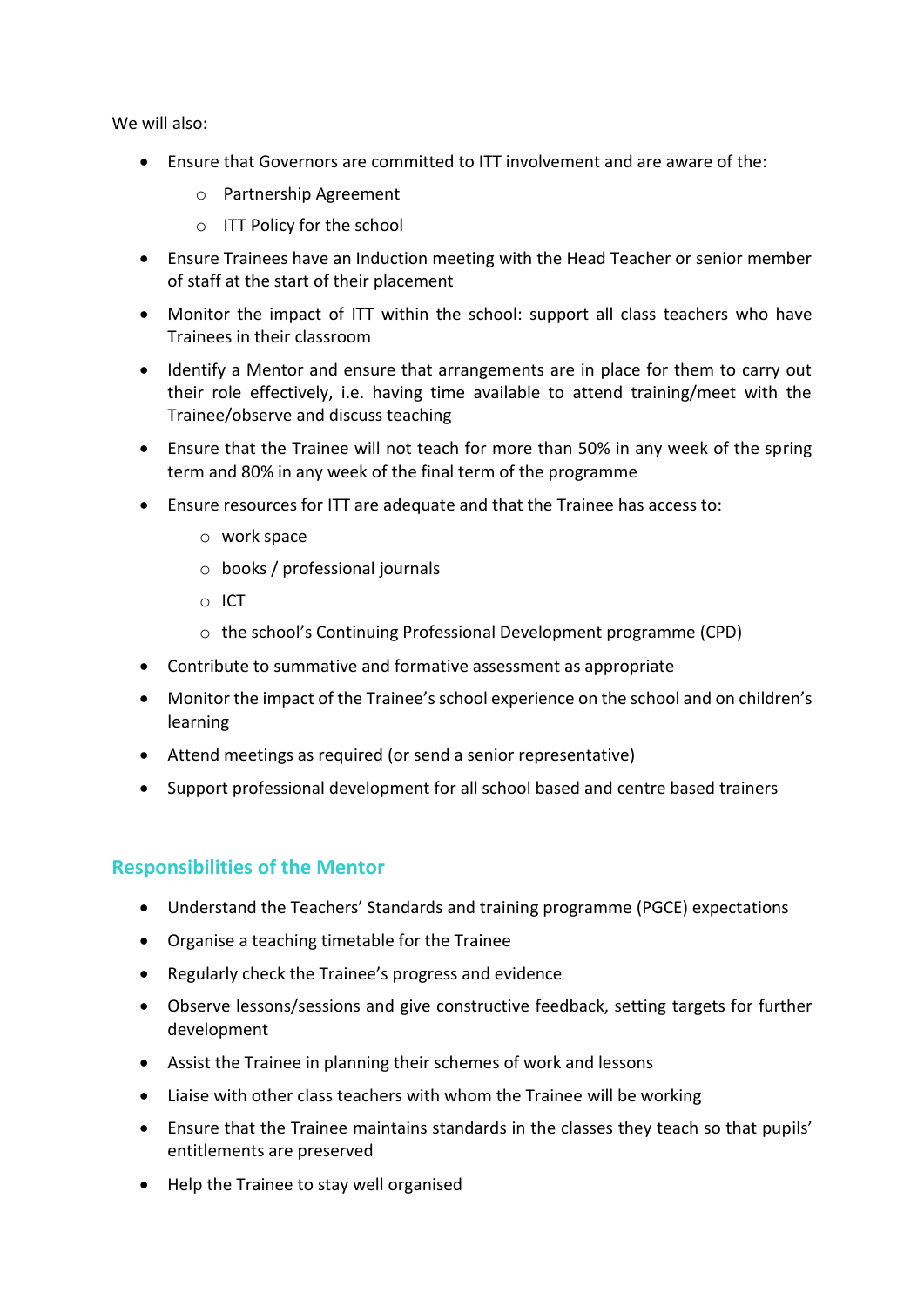We will also:

- Ensure that Governors are committed to ITT involvement and are aware of the:
  - Partnership Agreement
  - ITT Policy for the school
- Ensure Trainees have an Induction meeting with the Head Teacher or senior member of staff at the start of their placement
- Monitor the impact of ITT within the school: support all class teachers who have Trainees in their classroom
- Identify a Mentor and ensure that arrangements are in place for them to carry out their role effectively, i.e. having time available to attend training/meet with the Trainee/observe and discuss teaching
- Ensure that the Trainee will not teach for more than 50% in any week of the spring term and 80% in any week of the final term of the programme
- Ensure resources for ITT are adequate and that the Trainee has access to:
  - work space
  - books / professional journals
  - ICT
  - the school's Continuing Professional Development programme (CPD)
- Contribute to summative and formative assessment as appropriate
- Monitor the impact of the Trainee's school experience on the school and on children's learning
- Attend meetings as required (or send a senior representative)
- Support professional development for all school based and centre based trainers

## Responsibilities of the Mentor

- Understand the Teachers' Standards and training programme (PGCE) expectations
- Organise a teaching timetable for the Trainee
- Regularly check the Trainee's progress and evidence
- Observe lessons/sessions and give constructive feedback, setting targets for further development
- Assist the Trainee in planning their schemes of work and lessons
- Liaise with other class teachers with whom the Trainee will be working
- Ensure that the Trainee maintains standards in the classes they teach so that pupils' entitlements are preserved
- Help the Trainee to stay well organised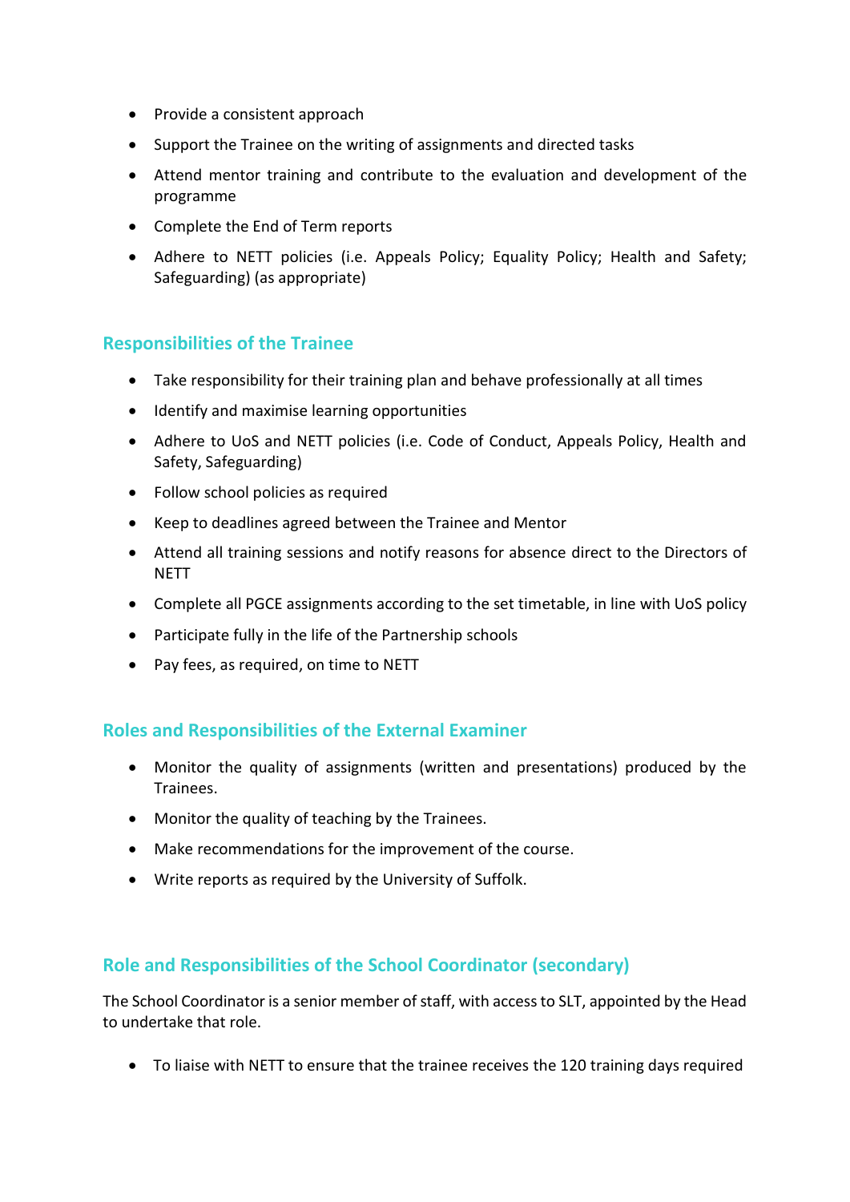- Provide a consistent approach
- Support the Trainee on the writing of assignments and directed tasks
- Attend mentor training and contribute to the evaluation and development of the programme
- Complete the End of Term reports
- Adhere to NETT policies (i.e. Appeals Policy; Equality Policy; Health and Safety; Safeguarding) (as appropriate)

## Responsibilities of the Trainee

- Take responsibility for their training plan and behave professionally at all times
- Identify and maximise learning opportunities
- Adhere to UoS and NETT policies (i.e. Code of Conduct, Appeals Policy, Health and Safety, Safeguarding)
- Follow school policies as required
- Keep to deadlines agreed between the Trainee and Mentor
- Attend all training sessions and notify reasons for absence direct to the Directors of NETT
- Complete all PGCE assignments according to the set timetable, in line with UoS policy
- Participate fully in the life of the Partnership schools
- Pay fees, as required, on time to NETT

## Roles and Responsibilities of the External Examiner

- Monitor the quality of assignments (written and presentations) produced by the Trainees.
- Monitor the quality of teaching by the Trainees.
- Make recommendations for the improvement of the course.
- Write reports as required by the University of Suffolk.

## Role and Responsibilities of the School Coordinator (secondary)

The School Coordinator is a senior member of staff, with access to SLT, appointed by the Head to undertake that role.

- To liaise with NETT to ensure that the trainee receives the 120 training days required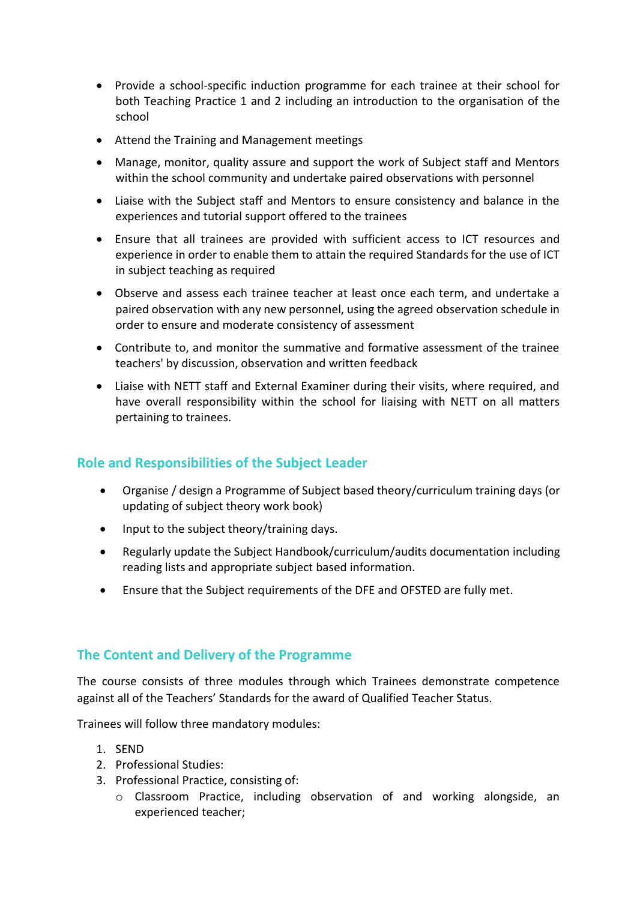- Provide a school-specific induction programme for each trainee at their school for both Teaching Practice 1 and 2 including an introduction to the organisation of the school
- Attend the Training and Management meetings
- Manage, monitor, quality assure and support the work of Subject staff and Mentors within the school community and undertake paired observations with personnel
- Liaise with the Subject staff and Mentors to ensure consistency and balance in the experiences and tutorial support offered to the trainees
- Ensure that all trainees are provided with sufficient access to ICT resources and experience in order to enable them to attain the required Standards for the use of ICT in subject teaching as required
- Observe and assess each trainee teacher at least once each term, and undertake a paired observation with any new personnel, using the agreed observation schedule in order to ensure and moderate consistency of assessment
- Contribute to, and monitor the summative and formative assessment of the trainee teachers' by discussion, observation and written feedback
- Liaise with NETT staff and External Examiner during their visits, where required, and have overall responsibility within the school for liaising with NETT on all matters pertaining to trainees.

## Role and Responsibilities of the Subject Leader

- Organise / design a Programme of Subject based theory/curriculum training days (or updating of subject theory work book)
- Input to the subject theory/training days.
- Regularly update the Subject Handbook/curriculum/audits documentation including reading lists and appropriate subject based information.
- Ensure that the Subject requirements of the DFE and OFSTED are fully met.

## The Content and Delivery of the Programme

The course consists of three modules through which Trainees demonstrate competence against all of the Teachers' Standards for the award of Qualified Teacher Status.

Trainees will follow three mandatory modules:

1. SEND
2. Professional Studies:
3. Professional Practice, consisting of:
   - Classroom Practice, including observation of and working alongside, an experienced teacher;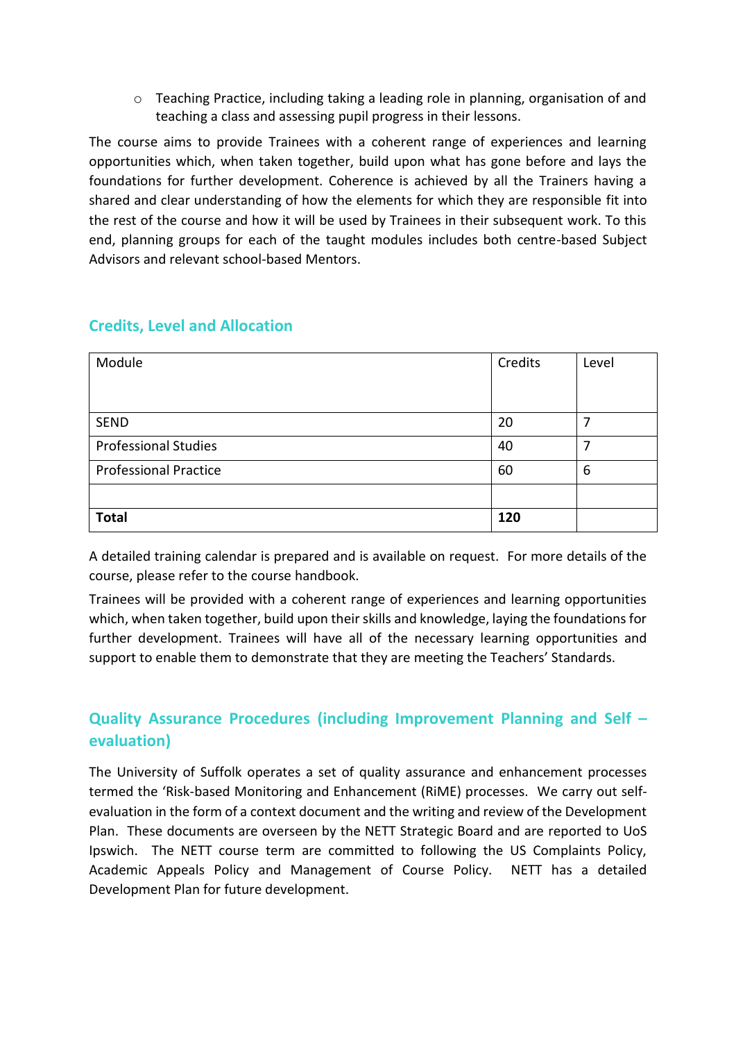- Teaching Practice, including taking a leading role in planning, organisation of and teaching a class and assessing pupil progress in their lessons.

The course aims to provide Trainees with a coherent range of experiences and learning opportunities which, when taken together, build upon what has gone before and lays the foundations for further development. Coherence is achieved by all the Trainers having a shared and clear understanding of how the elements for which they are responsible fit into the rest of the course and how it will be used by Trainees in their subsequent work. To this end, planning groups for each of the taught modules includes both centre-based Subject Advisors and relevant school-based Mentors.

## Credits, Level and Allocation

| Module | Credits | Level |
|---|---|---|
| SEND | 20 | 7 |
| Professional Studies | 40 | 7 |
| Professional Practice | 60 | 6 |
| | | |
| **Total** | **120** | |

A detailed training calendar is prepared and is available on request. For more details of the course, please refer to the course handbook.

Trainees will be provided with a coherent range of experiences and learning opportunities which, when taken together, build upon their skills and knowledge, laying the foundations for further development. Trainees will have all of the necessary learning opportunities and support to enable them to demonstrate that they are meeting the Teachers' Standards.

## Quality Assurance Procedures (including Improvement Planning and Self – evaluation)

The University of Suffolk operates a set of quality assurance and enhancement processes termed the 'Risk-based Monitoring and Enhancement (RiME) processes. We carry out self-evaluation in the form of a context document and the writing and review of the Development Plan. These documents are overseen by the NETT Strategic Board and are reported to UoS Ipswich. The NETT course term are committed to following the US Complaints Policy, Academic Appeals Policy and Management of Course Policy. NETT has a detailed Development Plan for future development.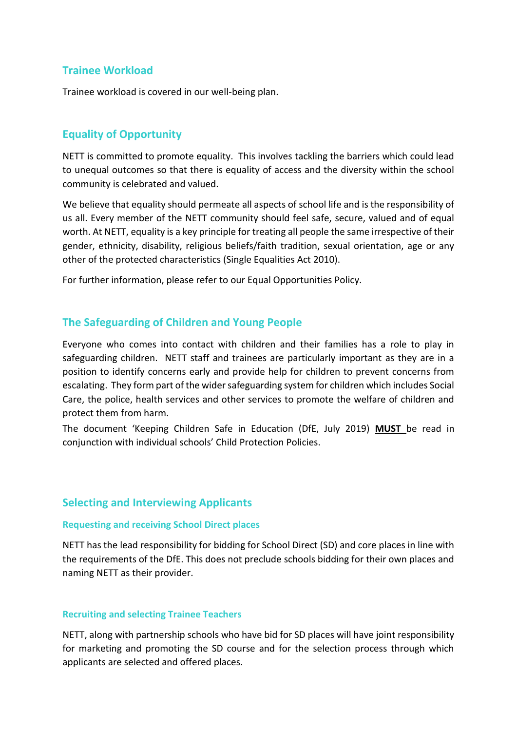## Trainee Workload

Trainee workload is covered in our well-being plan.

## Equality of Opportunity

NETT is committed to promote equality. This involves tackling the barriers which could lead to unequal outcomes so that there is equality of access and the diversity within the school community is celebrated and valued.

We believe that equality should permeate all aspects of school life and is the responsibility of us all. Every member of the NETT community should feel safe, secure, valued and of equal worth. At NETT, equality is a key principle for treating all people the same irrespective of their gender, ethnicity, disability, religious beliefs/faith tradition, sexual orientation, age or any other of the protected characteristics (Single Equalities Act 2010).

For further information, please refer to our Equal Opportunities Policy.

## The Safeguarding of Children and Young People

Everyone who comes into contact with children and their families has a role to play in safeguarding children. NETT staff and trainees are particularly important as they are in a position to identify concerns early and provide help for children to prevent concerns from escalating. They form part of the wider safeguarding system for children which includes Social Care, the police, health services and other services to promote the welfare of children and protect them from harm.

The document 'Keeping Children Safe in Education (DfE, July 2019) **MUST** be read in conjunction with individual schools' Child Protection Policies.

## Selecting and Interviewing Applicants

### Requesting and receiving School Direct places

NETT has the lead responsibility for bidding for School Direct (SD) and core places in line with the requirements of the DfE. This does not preclude schools bidding for their own places and naming NETT as their provider.

### Recruiting and selecting Trainee Teachers

NETT, along with partnership schools who have bid for SD places will have joint responsibility for marketing and promoting the SD course and for the selection process through which applicants are selected and offered places.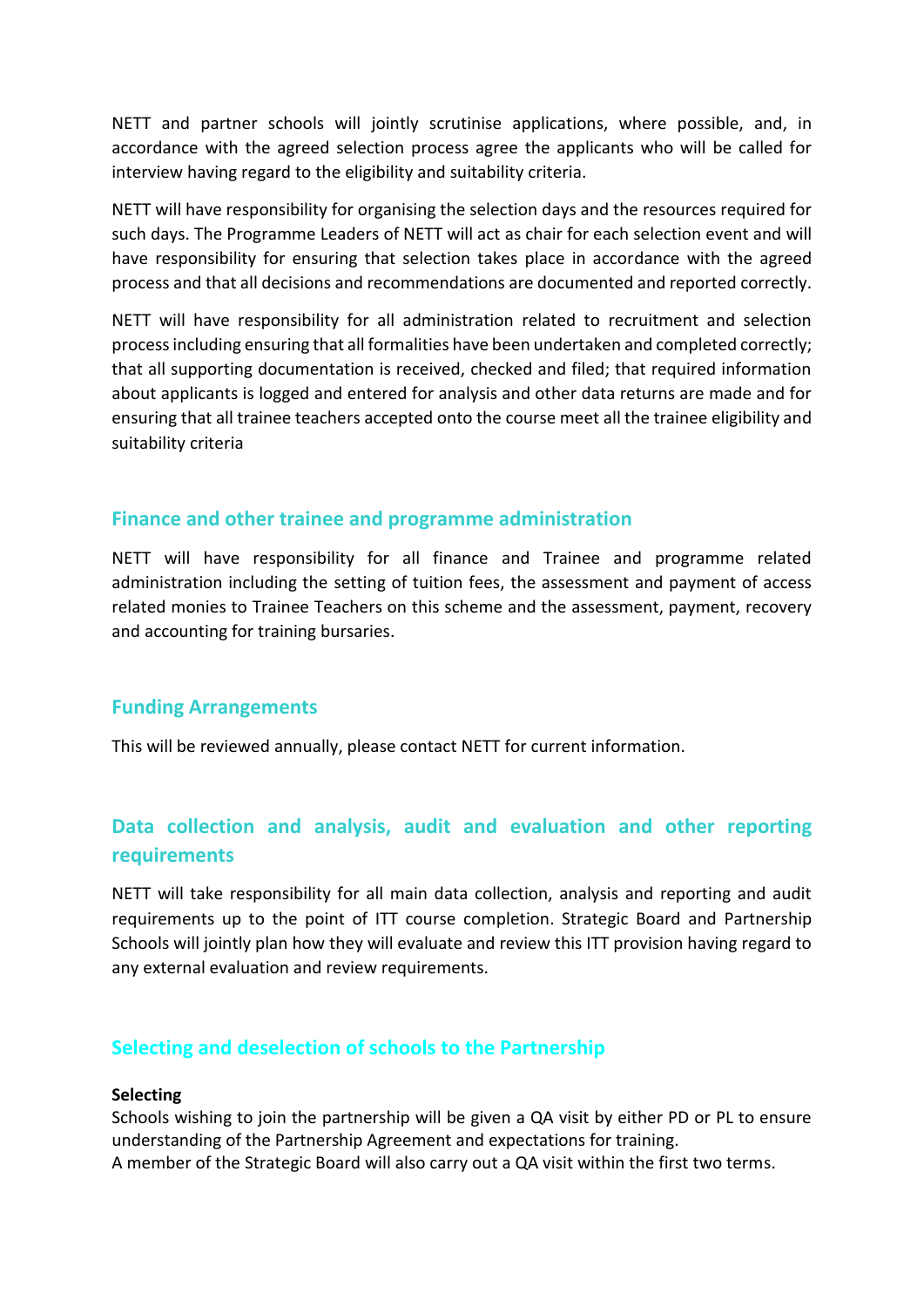NETT and partner schools will jointly scrutinise applications, where possible, and, in accordance with the agreed selection process agree the applicants who will be called for interview having regard to the eligibility and suitability criteria.

NETT will have responsibility for organising the selection days and the resources required for such days. The Programme Leaders of NETT will act as chair for each selection event and will have responsibility for ensuring that selection takes place in accordance with the agreed process and that all decisions and recommendations are documented and reported correctly.

NETT will have responsibility for all administration related to recruitment and selection process including ensuring that all formalities have been undertaken and completed correctly; that all supporting documentation is received, checked and filed; that required information about applicants is logged and entered for analysis and other data returns are made and for ensuring that all trainee teachers accepted onto the course meet all the trainee eligibility and suitability criteria

## Finance and other trainee and programme administration

NETT will have responsibility for all finance and Trainee and programme related administration including the setting of tuition fees, the assessment and payment of access related monies to Trainee Teachers on this scheme and the assessment, payment, recovery and accounting for training bursaries.

## Funding Arrangements

This will be reviewed annually, please contact NETT for current information.

## Data collection and analysis, audit and evaluation and other reporting requirements

NETT will take responsibility for all main data collection, analysis and reporting and audit requirements up to the point of ITT course completion. Strategic Board and Partnership Schools will jointly plan how they will evaluate and review this ITT provision having regard to any external evaluation and review requirements.

## Selecting and deselection of schools to the Partnership

**Selecting**

Schools wishing to join the partnership will be given a QA visit by either PD or PL to ensure understanding of the Partnership Agreement and expectations for training.
A member of the Strategic Board will also carry out a QA visit within the first two terms.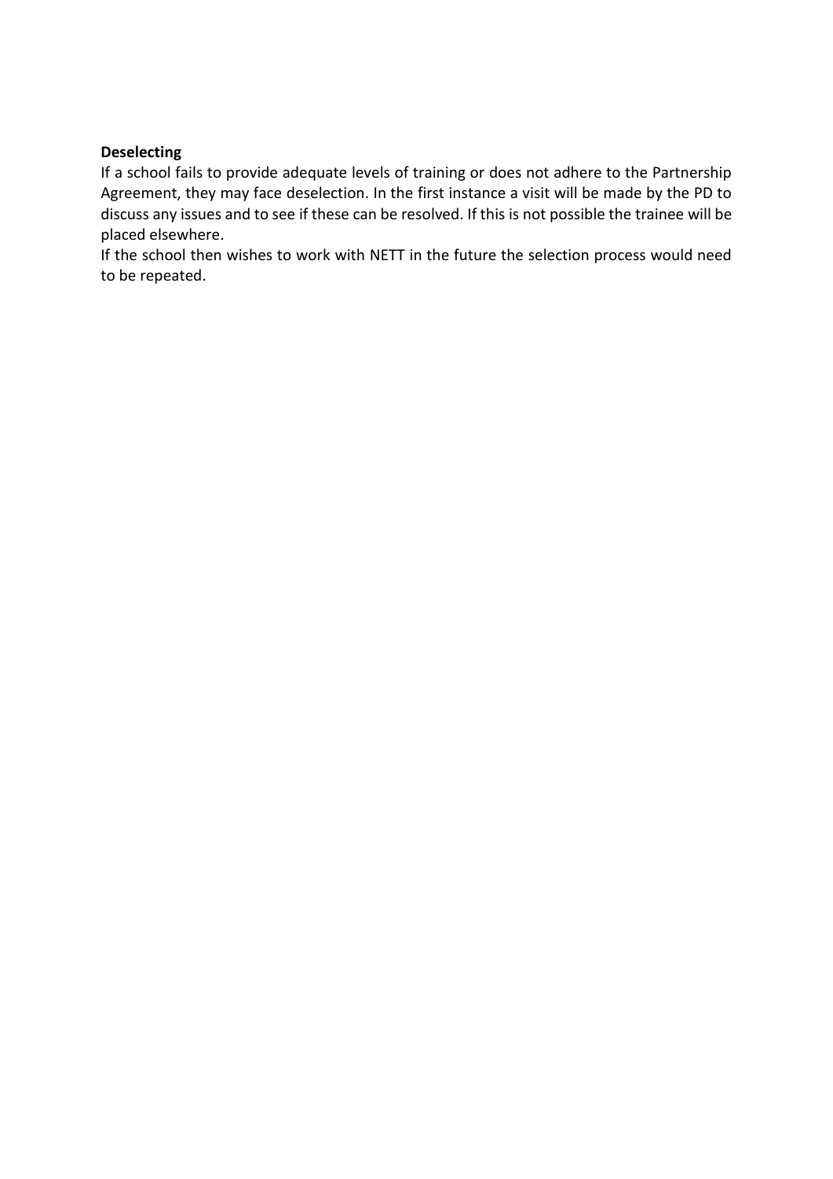**Deselecting**

If a school fails to provide adequate levels of training or does not adhere to the Partnership Agreement, they may face deselection. In the first instance a visit will be made by the PD to discuss any issues and to see if these can be resolved. If this is not possible the trainee will be placed elsewhere.

If the school then wishes to work with NETT in the future the selection process would need to be repeated.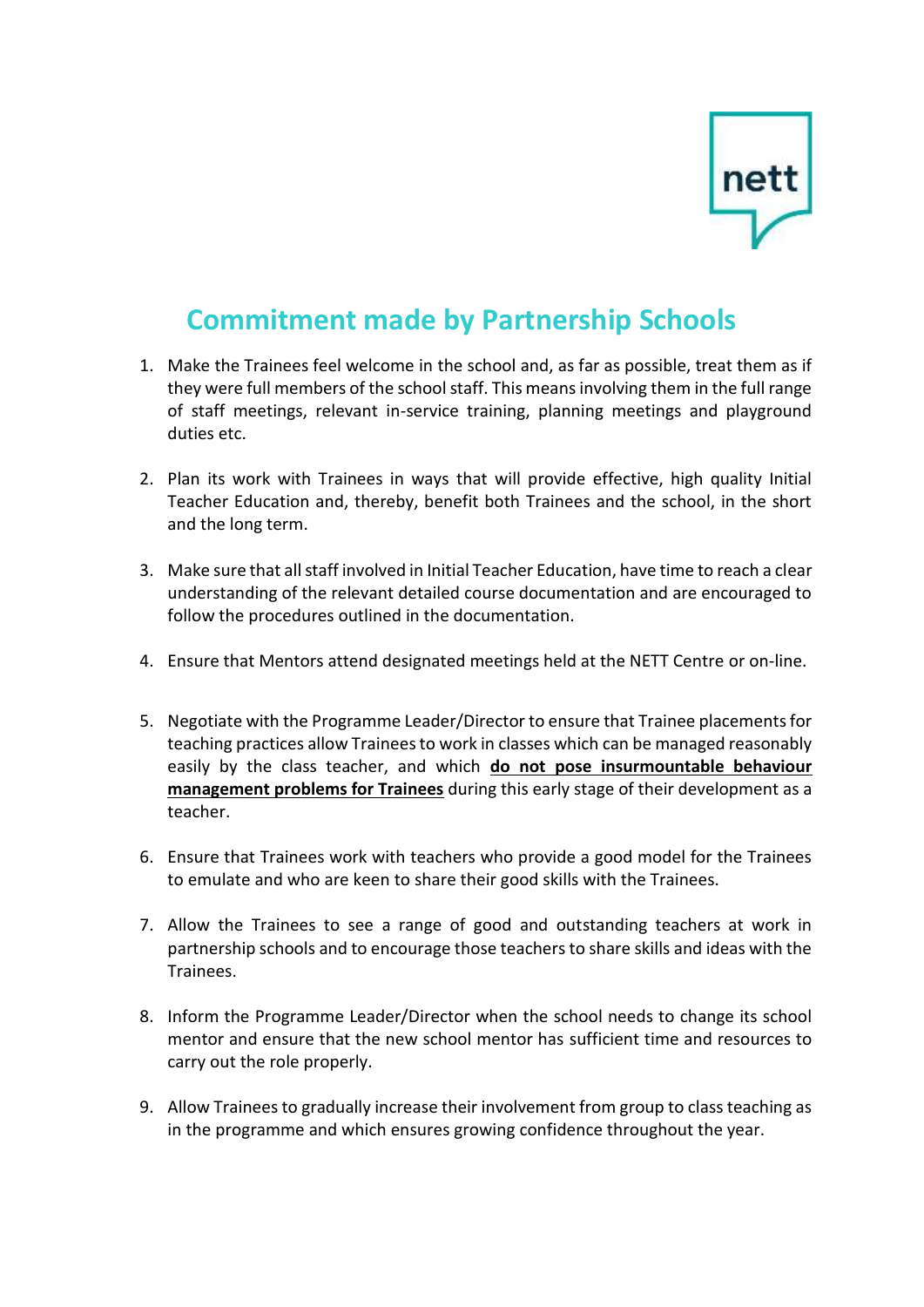# Commitment made by Partnership Schools

1. Make the Trainees feel welcome in the school and, as far as possible, treat them as if they were full members of the school staff. This means involving them in the full range of staff meetings, relevant in-service training, planning meetings and playground duties etc.

2. Plan its work with Trainees in ways that will provide effective, high quality Initial Teacher Education and, thereby, benefit both Trainees and the school, in the short and the long term.

3. Make sure that all staff involved in Initial Teacher Education, have time to reach a clear understanding of the relevant detailed course documentation and are encouraged to follow the procedures outlined in the documentation.

4. Ensure that Mentors attend designated meetings held at the NETT Centre or on-line.

5. Negotiate with the Programme Leader/Director to ensure that Trainee placements for teaching practices allow Trainees to work in classes which can be managed reasonably easily by the class teacher, and which **do not pose insurmountable behaviour management problems for Trainees** during this early stage of their development as a teacher.

6. Ensure that Trainees work with teachers who provide a good model for the Trainees to emulate and who are keen to share their good skills with the Trainees.

7. Allow the Trainees to see a range of good and outstanding teachers at work in partnership schools and to encourage those teachers to share skills and ideas with the Trainees.

8. Inform the Programme Leader/Director when the school needs to change its school mentor and ensure that the new school mentor has sufficient time and resources to carry out the role properly.

9. Allow Trainees to gradually increase their involvement from group to class teaching as in the programme and which ensures growing confidence throughout the year.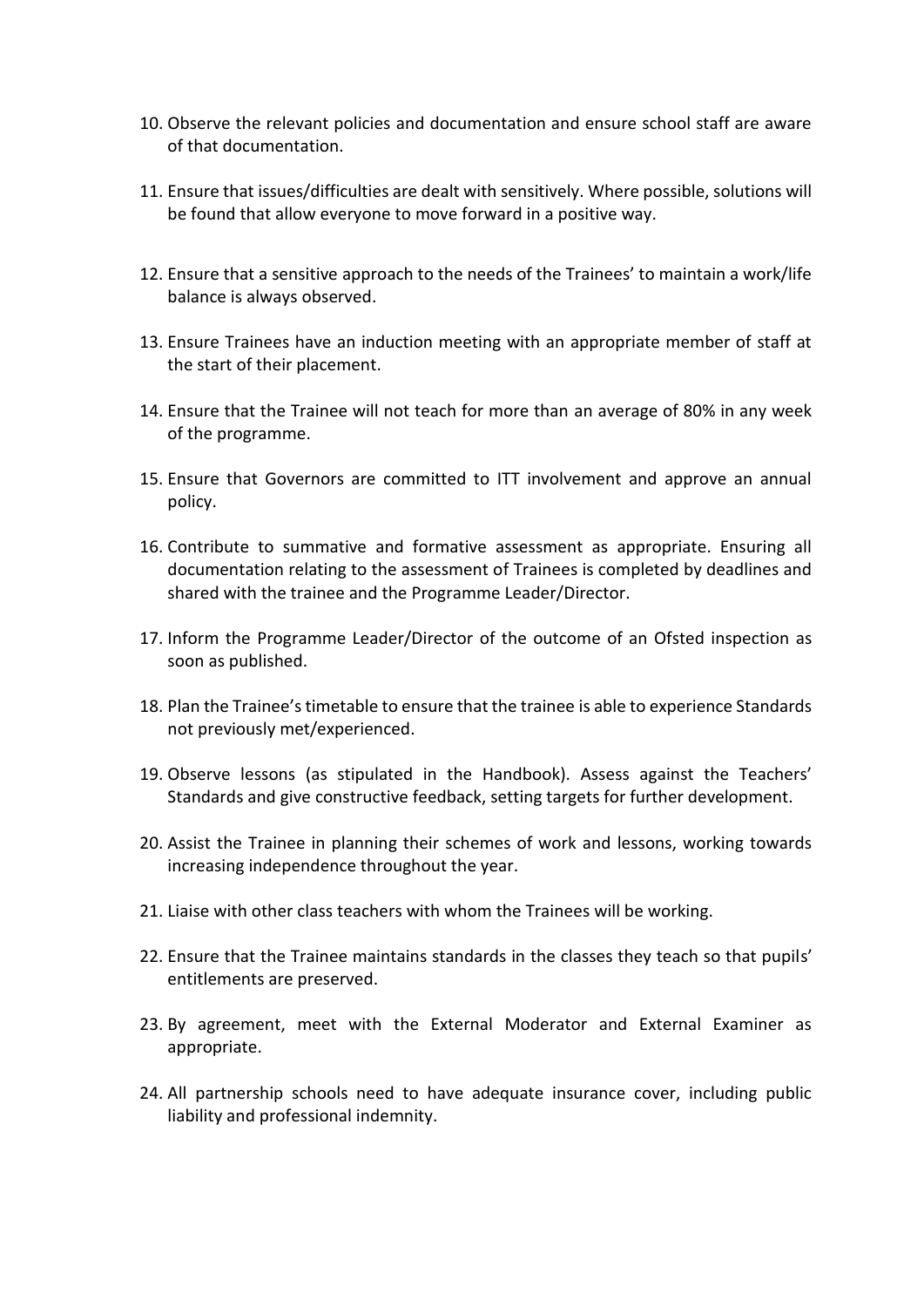10. Observe the relevant policies and documentation and ensure school staff are aware of that documentation.

11. Ensure that issues/difficulties are dealt with sensitively. Where possible, solutions will be found that allow everyone to move forward in a positive way.

12. Ensure that a sensitive approach to the needs of the Trainees' to maintain a work/life balance is always observed.

13. Ensure Trainees have an induction meeting with an appropriate member of staff at the start of their placement.

14. Ensure that the Trainee will not teach for more than an average of 80% in any week of the programme.

15. Ensure that Governors are committed to ITT involvement and approve an annual policy.

16. Contribute to summative and formative assessment as appropriate. Ensuring all documentation relating to the assessment of Trainees is completed by deadlines and shared with the trainee and the Programme Leader/Director.

17. Inform the Programme Leader/Director of the outcome of an Ofsted inspection as soon as published.

18. Plan the Trainee's timetable to ensure that the trainee is able to experience Standards not previously met/experienced.

19. Observe lessons (as stipulated in the Handbook). Assess against the Teachers' Standards and give constructive feedback, setting targets for further development.

20. Assist the Trainee in planning their schemes of work and lessons, working towards increasing independence throughout the year.

21. Liaise with other class teachers with whom the Trainees will be working.

22. Ensure that the Trainee maintains standards in the classes they teach so that pupils' entitlements are preserved.

23. By agreement, meet with the External Moderator and External Examiner as appropriate.

24. All partnership schools need to have adequate insurance cover, including public liability and professional indemnity.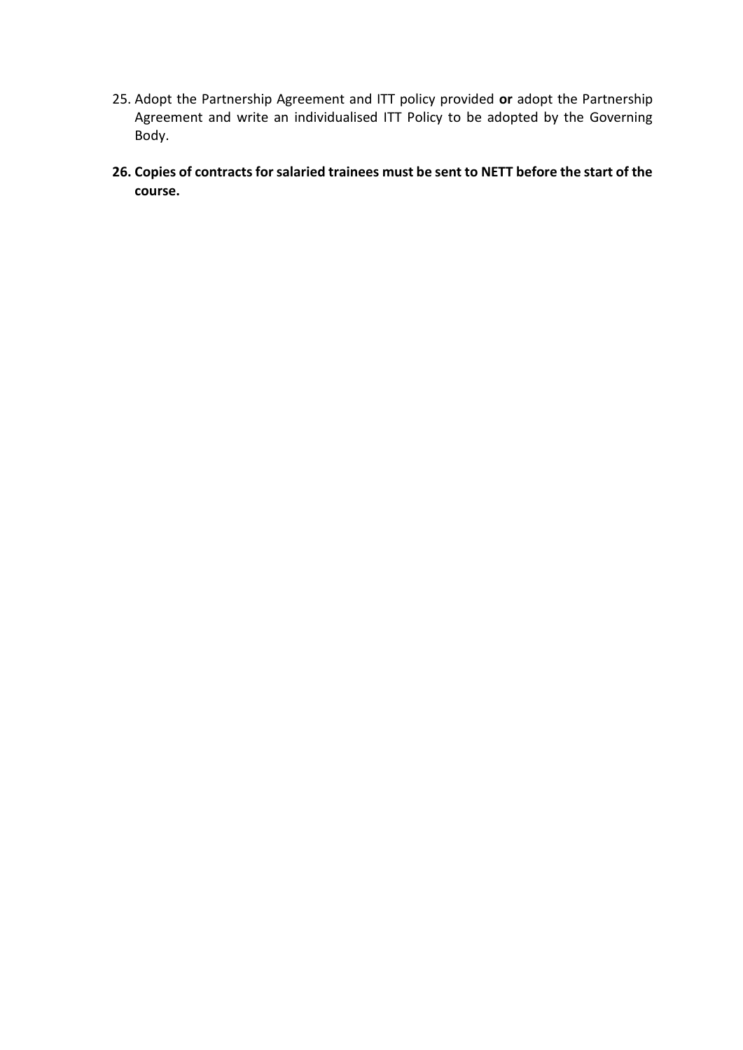25. Adopt the Partnership Agreement and ITT policy provided **or** adopt the Partnership Agreement and write an individualised ITT Policy to be adopted by the Governing Body.

26. **Copies of contracts for salaried trainees must be sent to NETT before the start of the course.**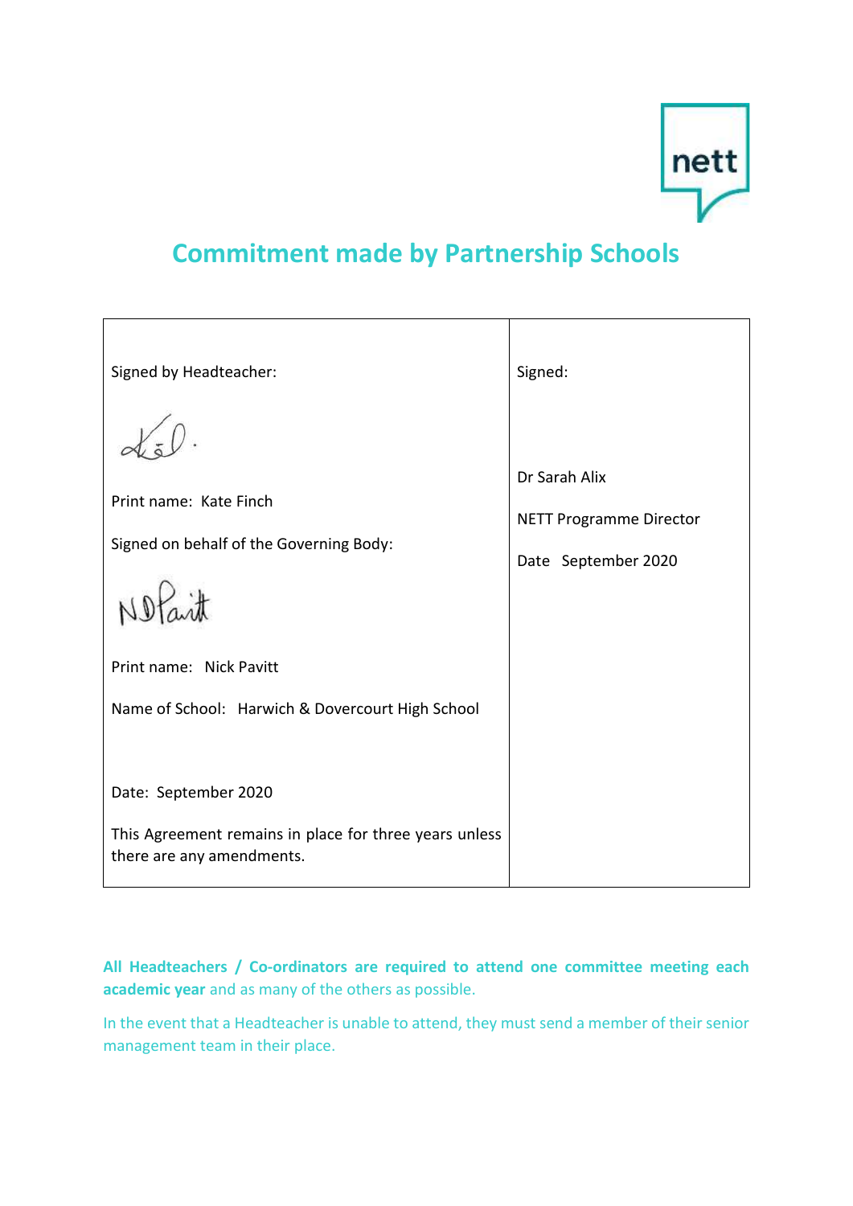nett

# Commitment made by Partnership Schools

| | |
|---|---|
| Signed by Headteacher:<br><br>Print name: Kate Finch<br><br>Signed on behalf of the Governing Body:<br><br>Print name: Nick Pavitt<br><br>Name of School: Harwich & Dovercourt High School<br><br>Date: September 2020<br><br>This Agreement remains in place for three years unless there are any amendments. | Signed:<br><br>Dr Sarah Alix<br><br>NETT Programme Director<br><br>Date September 2020 |

**All Headteachers / Co-ordinators are required to attend one committee meeting each academic year** and as many of the others as possible.

In the event that a Headteacher is unable to attend, they must send a member of their senior management team in their place.